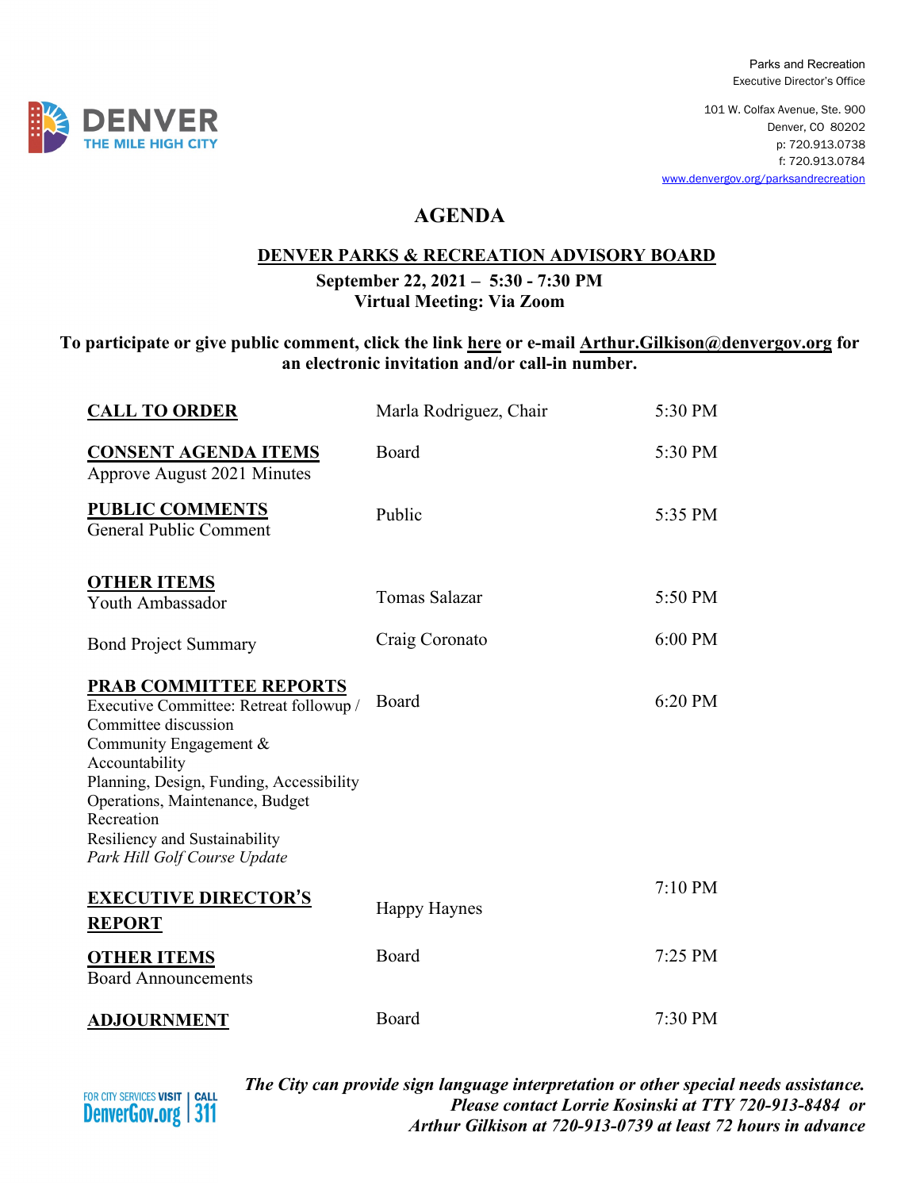Parks and Recreation
Executive Director's Office

101 W. Colfax Avenue, Ste. 900
Denver, CO 80202
p: 720.913.0738
f: 720.913.0784
www.denvergov.org/parksandrecreation

# AGENDA

## DENVER PARKS & RECREATION ADVISORY BOARD

**September 22, 2021 – 5:30 - 7:30 PM**
**Virtual Meeting: Via Zoom**

**To participate or give public comment, click the link here or e-mail Arthur.Gilkison@denvergov.org for an electronic invitation and/or call-in number.**

| Item | Presenter | Time |
|---|---|---|
| **CALL TO ORDER** | Marla Rodriguez, Chair | 5:30 PM |
| **CONSENT AGENDA ITEMS**<br>Approve August 2021 Minutes | Board | 5:30 PM |
| **PUBLIC COMMENTS**<br>General Public Comment | Public | 5:35 PM |
| **OTHER ITEMS**<br>Youth Ambassador | Tomas Salazar | 5:50 PM |
| Bond Project Summary | Craig Coronato | 6:00 PM |
| **PRAB COMMITTEE REPORTS**<br>Executive Committee: Retreat followup / Committee discussion<br>Community Engagement & Accountability<br>Planning, Design, Funding, Accessibility<br>Operations, Maintenance, Budget<br>Recreation<br>Resiliency and Sustainability<br>*Park Hill Golf Course Update* | Board | 6:20 PM |
| **EXECUTIVE DIRECTOR'S REPORT** | Happy Haynes | 7:10 PM |
| **OTHER ITEMS**<br>Board Announcements | Board | 7:25 PM |
| **ADJOURNMENT** | Board | 7:30 PM |

FOR CITY SERVICES VISIT DenverGov.org | CALL 311

***The City can provide sign language interpretation or other special needs assistance. Please contact Lorrie Kosinski at TTY 720-913-8484 or Arthur Gilkison at 720-913-0739 at least 72 hours in advance***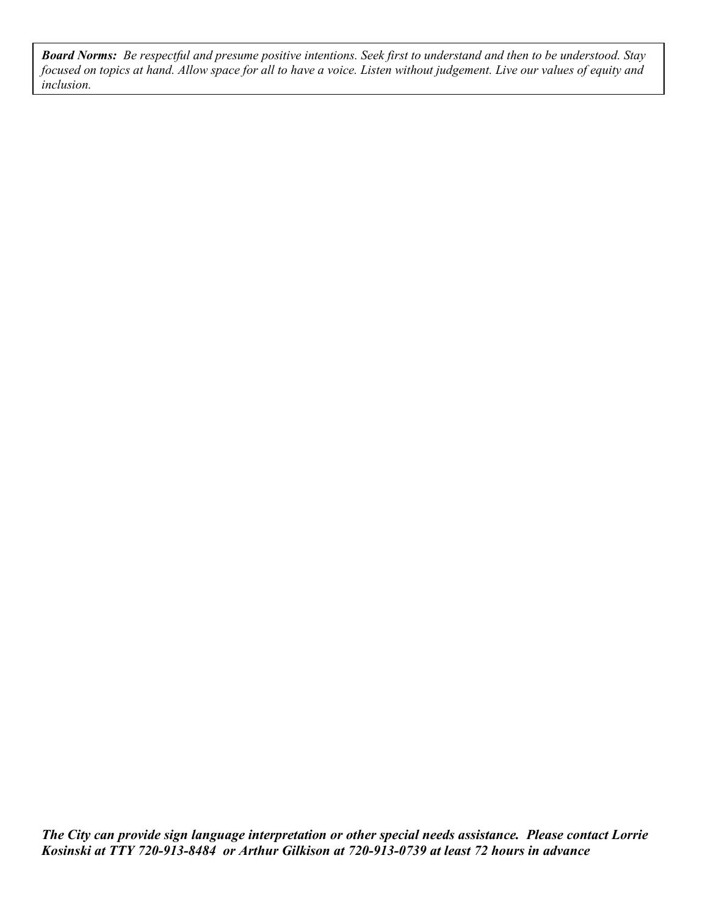***Board Norms:*** *Be respectful and presume positive intentions. Seek first to understand and then to be understood. Stay focused on topics at hand. Allow space for all to have a voice. Listen without judgement. Live our values of equity and inclusion.*

***The City can provide sign language interpretation or other special needs assistance. Please contact Lorrie Kosinski at TTY 720-913-8484 or Arthur Gilkison at 720-913-0739 at least 72 hours in advance***